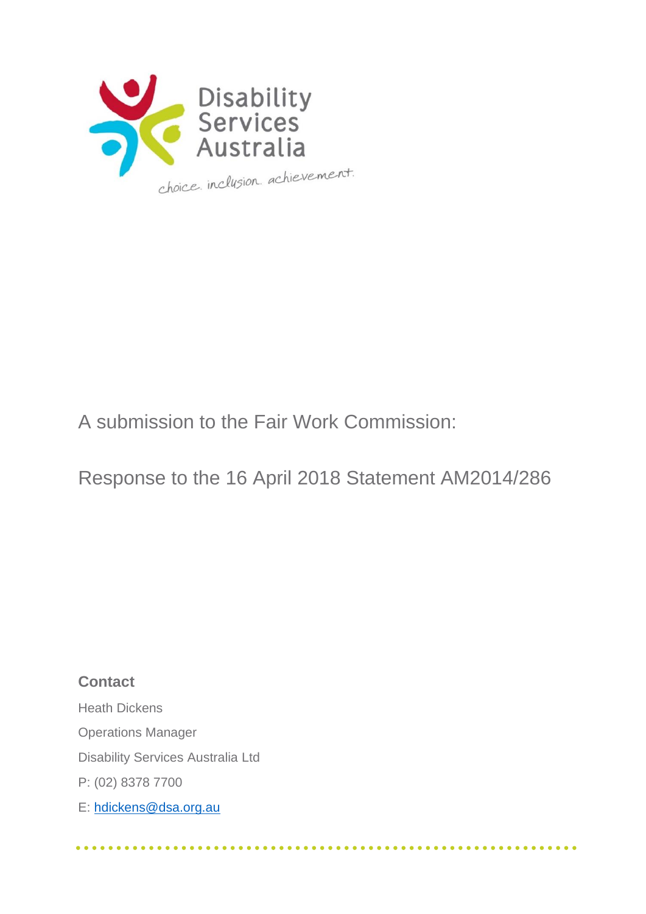Disability Services Australia

choice. inclusion. achievement.

A submission to the Fair Work Commission:

Response to the 16 April 2018 Statement AM2014/286

**Contact**

Heath Dickens

Operations Manager

Disability Services Australia Ltd

P: (02) 8378 7700

E: hdickens@dsa.org.au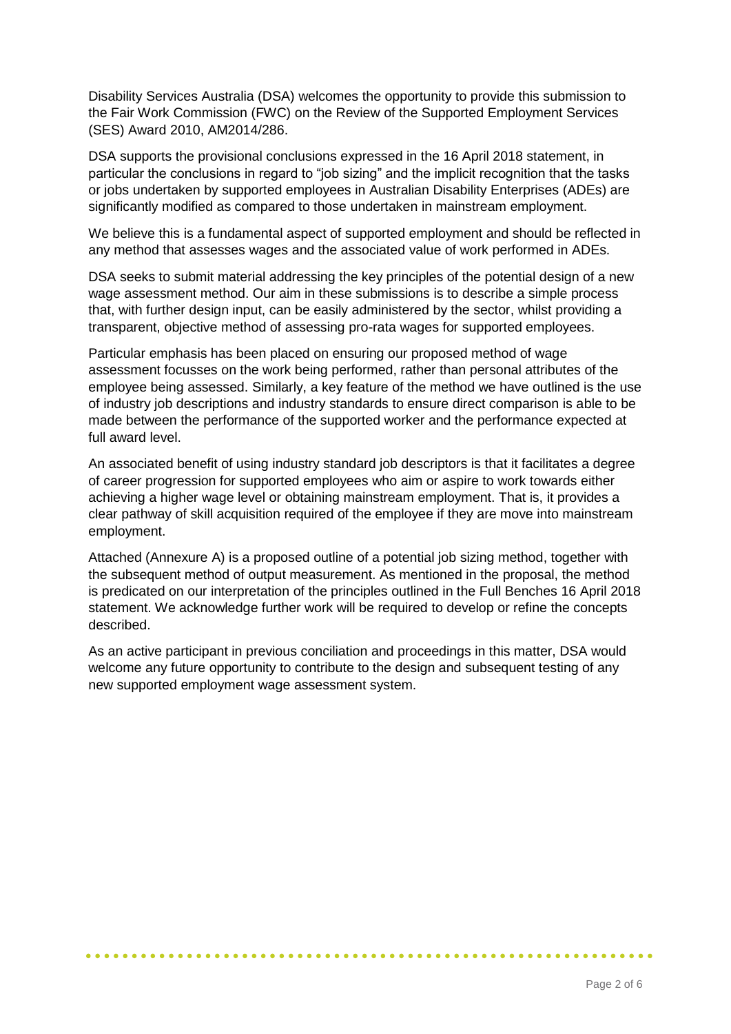Disability Services Australia (DSA) welcomes the opportunity to provide this submission to the Fair Work Commission (FWC) on the Review of the Supported Employment Services (SES) Award 2010, AM2014/286.

DSA supports the provisional conclusions expressed in the 16 April 2018 statement, in particular the conclusions in regard to "job sizing" and the implicit recognition that the tasks or jobs undertaken by supported employees in Australian Disability Enterprises (ADEs) are significantly modified as compared to those undertaken in mainstream employment.

We believe this is a fundamental aspect of supported employment and should be reflected in any method that assesses wages and the associated value of work performed in ADEs.

DSA seeks to submit material addressing the key principles of the potential design of a new wage assessment method. Our aim in these submissions is to describe a simple process that, with further design input, can be easily administered by the sector, whilst providing a transparent, objective method of assessing pro-rata wages for supported employees.

Particular emphasis has been placed on ensuring our proposed method of wage assessment focusses on the work being performed, rather than personal attributes of the employee being assessed. Similarly, a key feature of the method we have outlined is the use of industry job descriptions and industry standards to ensure direct comparison is able to be made between the performance of the supported worker and the performance expected at full award level.

An associated benefit of using industry standard job descriptors is that it facilitates a degree of career progression for supported employees who aim or aspire to work towards either achieving a higher wage level or obtaining mainstream employment. That is, it provides a clear pathway of skill acquisition required of the employee if they are move into mainstream employment.

Attached (Annexure A) is a proposed outline of a potential job sizing method, together with the subsequent method of output measurement. As mentioned in the proposal, the method is predicated on our interpretation of the principles outlined in the Full Benches 16 April 2018 statement. We acknowledge further work will be required to develop or refine the concepts described.

As an active participant in previous conciliation and proceedings in this matter, DSA would welcome any future opportunity to contribute to the design and subsequent testing of any new supported employment wage assessment system.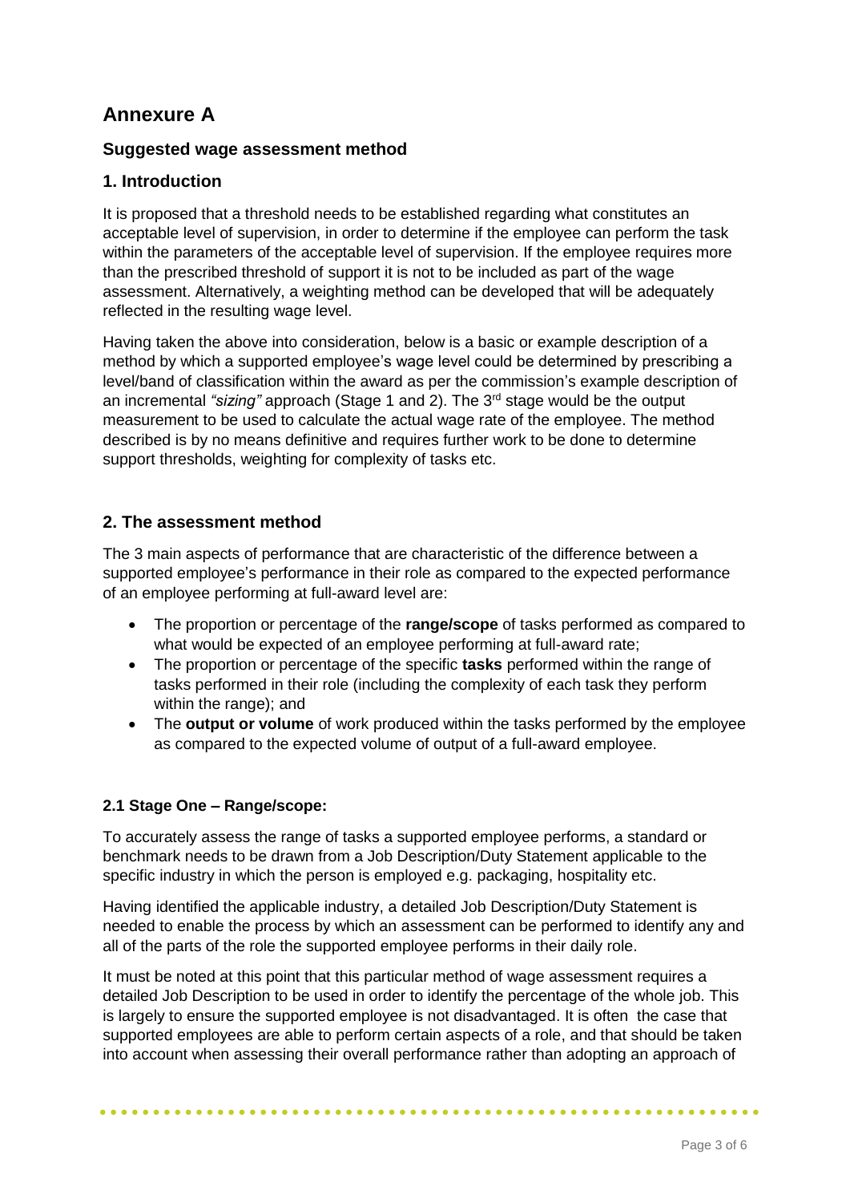# Annexure A

### Suggested wage assessment method

## 1. Introduction

It is proposed that a threshold needs to be established regarding what constitutes an acceptable level of supervision, in order to determine if the employee can perform the task within the parameters of the acceptable level of supervision. If the employee requires more than the prescribed threshold of support it is not to be included as part of the wage assessment. Alternatively, a weighting method can be developed that will be adequately reflected in the resulting wage level.

Having taken the above into consideration, below is a basic or example description of a method by which a supported employee's wage level could be determined by prescribing a level/band of classification within the award as per the commission's example description of an incremental *"sizing"* approach (Stage 1 and 2). The 3rd stage would be the output measurement to be used to calculate the actual wage rate of the employee. The method described is by no means definitive and requires further work to be done to determine support thresholds, weighting for complexity of tasks etc.

## 2. The assessment method

The 3 main aspects of performance that are characteristic of the difference between a supported employee's performance in their role as compared to the expected performance of an employee performing at full-award level are:

- The proportion or percentage of the **range/scope** of tasks performed as compared to what would be expected of an employee performing at full-award rate;
- The proportion or percentage of the specific **tasks** performed within the range of tasks performed in their role (including the complexity of each task they perform within the range); and
- The **output or volume** of work produced within the tasks performed by the employee as compared to the expected volume of output of a full-award employee.

#### 2.1 Stage One – Range/scope:

To accurately assess the range of tasks a supported employee performs, a standard or benchmark needs to be drawn from a Job Description/Duty Statement applicable to the specific industry in which the person is employed e.g. packaging, hospitality etc.

Having identified the applicable industry, a detailed Job Description/Duty Statement is needed to enable the process by which an assessment can be performed to identify any and all of the parts of the role the supported employee performs in their daily role.

It must be noted at this point that this particular method of wage assessment requires a detailed Job Description to be used in order to identify the percentage of the whole job. This is largely to ensure the supported employee is not disadvantaged. It is often the case that supported employees are able to perform certain aspects of a role, and that should be taken into account when assessing their overall performance rather than adopting an approach of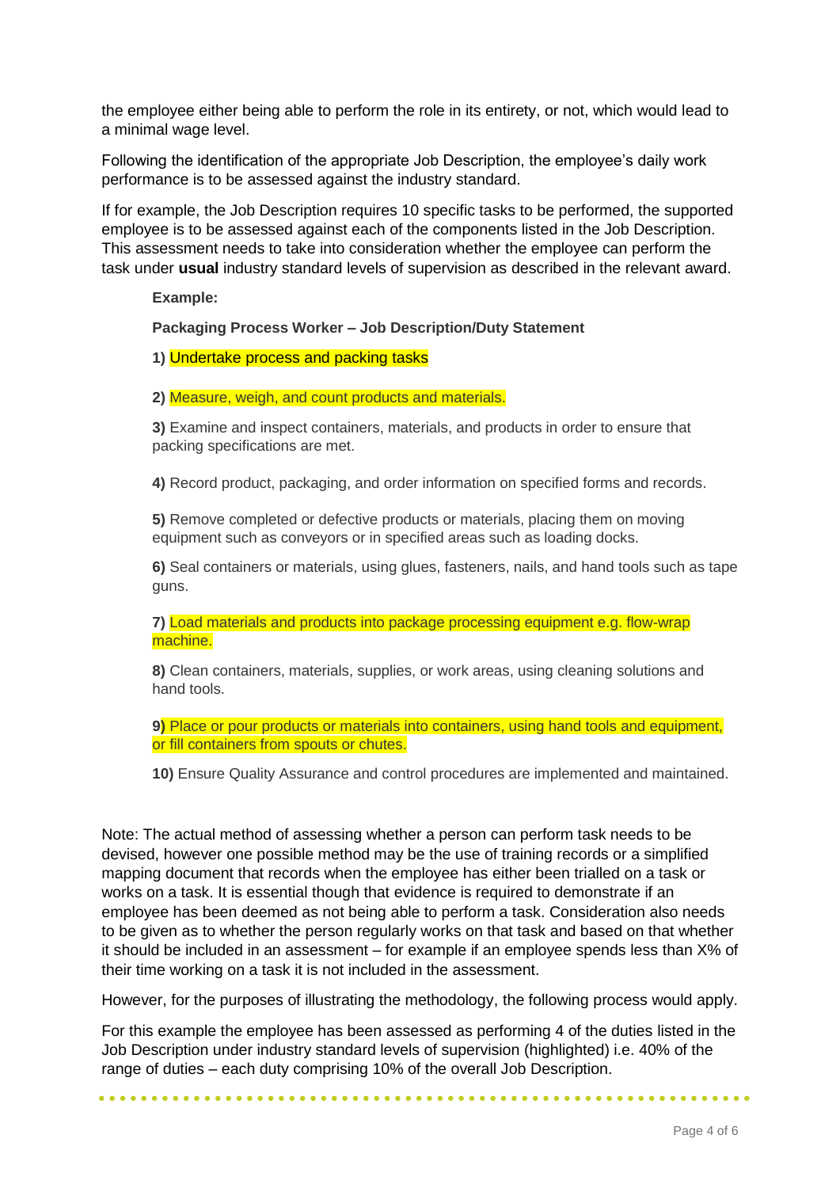the employee either being able to perform the role in its entirety, or not, which would lead to a minimal wage level.

Following the identification of the appropriate Job Description, the employee's daily work performance is to be assessed against the industry standard.

If for example, the Job Description requires 10 specific tasks to be performed, the supported employee is to be assessed against each of the components listed in the Job Description. This assessment needs to take into consideration whether the employee can perform the task under **usual** industry standard levels of supervision as described in the relevant award.

**Example:**

**Packaging Process Worker – Job Description/Duty Statement**

**1)** Undertake process and packing tasks

**2)** Measure, weigh, and count products and materials.

**3)** Examine and inspect containers, materials, and products in order to ensure that packing specifications are met.

**4)** Record product, packaging, and order information on specified forms and records.

**5)** Remove completed or defective products or materials, placing them on moving equipment such as conveyors or in specified areas such as loading docks.

**6)** Seal containers or materials, using glues, fasteners, nails, and hand tools such as tape guns.

**7)** Load materials and products into package processing equipment e.g. flow-wrap machine.

**8)** Clean containers, materials, supplies, or work areas, using cleaning solutions and hand tools.

**9)** Place or pour products or materials into containers, using hand tools and equipment, or fill containers from spouts or chutes.

**10)** Ensure Quality Assurance and control procedures are implemented and maintained.

Note: The actual method of assessing whether a person can perform task needs to be devised, however one possible method may be the use of training records or a simplified mapping document that records when the employee has either been trialled on a task or works on a task. It is essential though that evidence is required to demonstrate if an employee has been deemed as not being able to perform a task. Consideration also needs to be given as to whether the person regularly works on that task and based on that whether it should be included in an assessment – for example if an employee spends less than X% of their time working on a task it is not included in the assessment.

However, for the purposes of illustrating the methodology, the following process would apply.

For this example the employee has been assessed as performing 4 of the duties listed in the Job Description under industry standard levels of supervision (highlighted) i.e. 40% of the range of duties – each duty comprising 10% of the overall Job Description.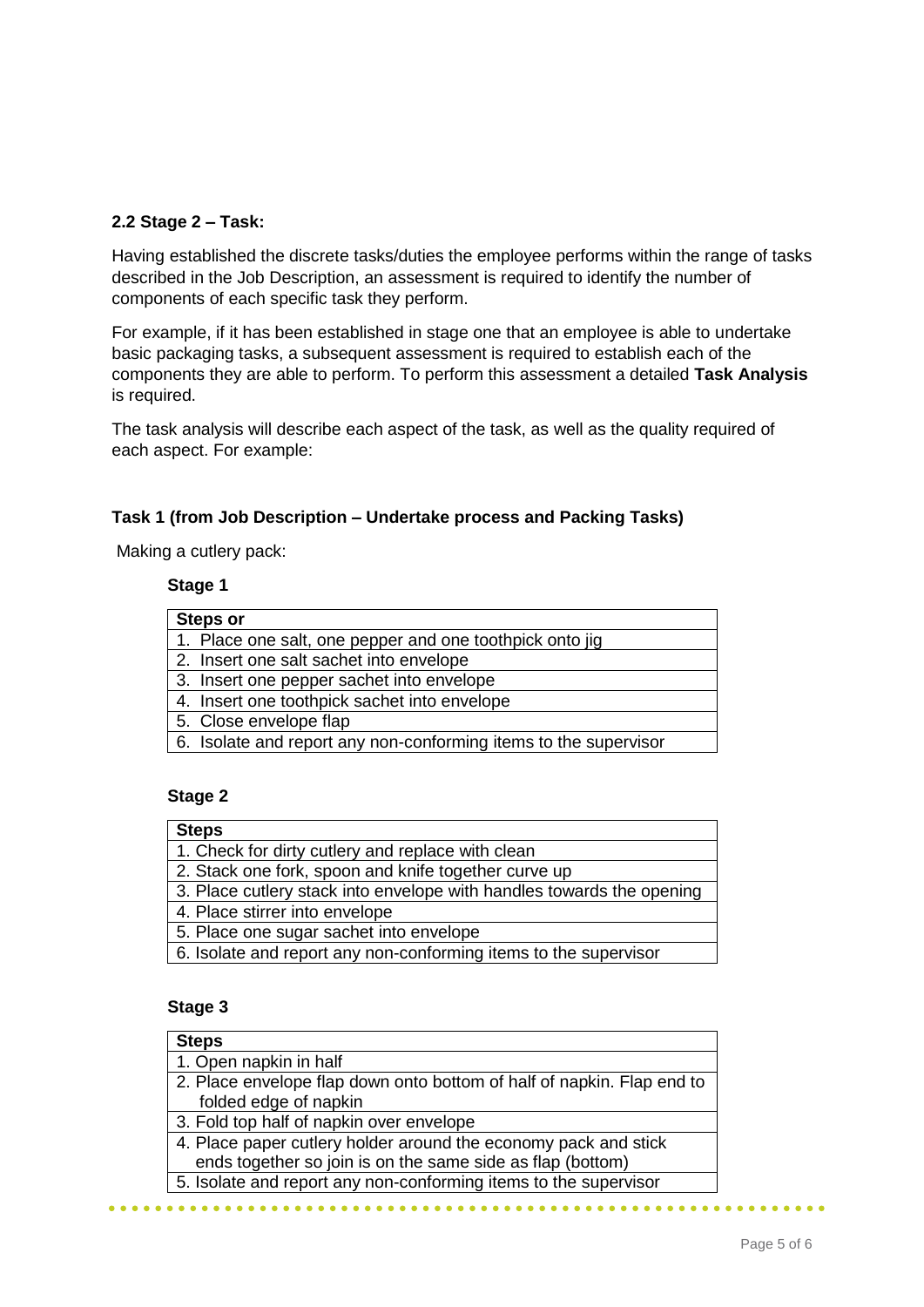### 2.2 Stage 2 – Task:

Having established the discrete tasks/duties the employee performs within the range of tasks described in the Job Description, an assessment is required to identify the number of components of each specific task they perform.

For example, if it has been established in stage one that an employee is able to undertake basic packaging tasks, a subsequent assessment is required to establish each of the components they are able to perform. To perform this assessment a detailed **Task Analysis** is required.

The task analysis will describe each aspect of the task, as well as the quality required of each aspect. For example:

**Task 1 (from Job Description – Undertake process and Packing Tasks)**

Making a cutlery pack:

**Stage 1**

| Steps or |
|---|
| 1. Place one salt, one pepper and one toothpick onto jig |
| 2. Insert one salt sachet into envelope |
| 3. Insert one pepper sachet into envelope |
| 4. Insert one toothpick sachet into envelope |
| 5. Close envelope flap |
| 6. Isolate and report any non-conforming items to the supervisor |

**Stage 2**

| Steps |
|---|
| 1. Check for dirty cutlery and replace with clean |
| 2. Stack one fork, spoon and knife together curve up |
| 3. Place cutlery stack into envelope with handles towards the opening |
| 4. Place stirrer into envelope |
| 5. Place one sugar sachet into envelope |
| 6. Isolate and report any non-conforming items to the supervisor |

**Stage 3**

| Steps |
|---|
| 1. Open napkin in half |
| 2. Place envelope flap down onto bottom of half of napkin. Flap end to folded edge of napkin |
| 3. Fold top half of napkin over envelope |
| 4. Place paper cutlery holder around the economy pack and stick ends together so join is on the same side as flap (bottom) |
| 5. Isolate and report any non-conforming items to the supervisor |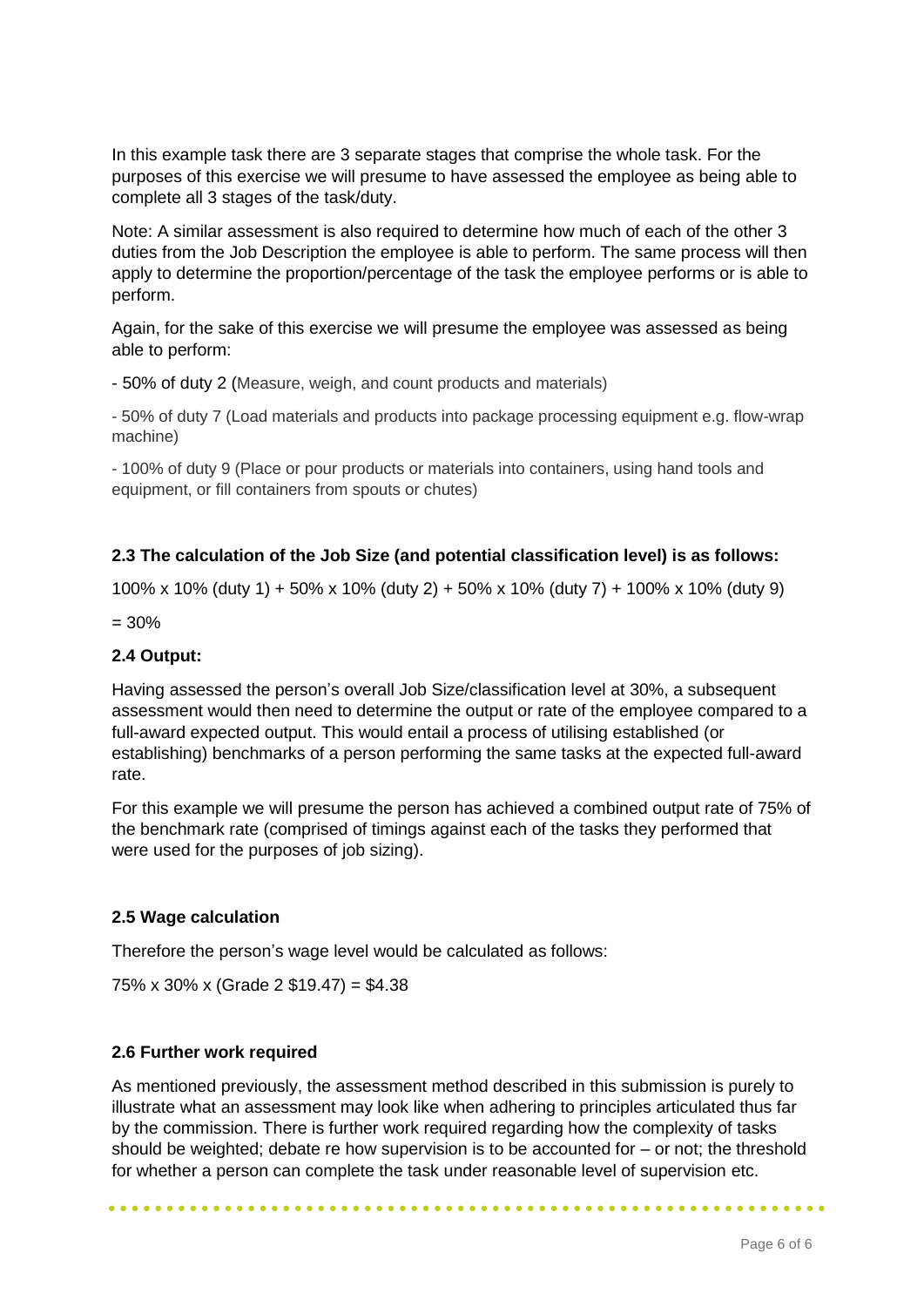In this example task there are 3 separate stages that comprise the whole task. For the purposes of this exercise we will presume to have assessed the employee as being able to complete all 3 stages of the task/duty.

Note: A similar assessment is also required to determine how much of each of the other 3 duties from the Job Description the employee is able to perform. The same process will then apply to determine the proportion/percentage of the task the employee performs or is able to perform.

Again, for the sake of this exercise we will presume the employee was assessed as being able to perform:

- 50% of duty 2 (Measure, weigh, and count products and materials)

- 50% of duty 7 (Load materials and products into package processing equipment e.g. flow-wrap machine)

- 100% of duty 9 (Place or pour products or materials into containers, using hand tools and equipment, or fill containers from spouts or chutes)

**2.3 The calculation of the Job Size (and potential classification level) is as follows:**

100% x 10% (duty 1) + 50% x 10% (duty 2) + 50% x 10% (duty 7) + 100% x 10% (duty 9)

= 30%

**2.4 Output:**

Having assessed the person's overall Job Size/classification level at 30%, a subsequent assessment would then need to determine the output or rate of the employee compared to a full-award expected output. This would entail a process of utilising established (or establishing) benchmarks of a person performing the same tasks at the expected full-award rate.

For this example we will presume the person has achieved a combined output rate of 75% of the benchmark rate (comprised of timings against each of the tasks they performed that were used for the purposes of job sizing).

**2.5 Wage calculation**

Therefore the person's wage level would be calculated as follows:

75% x 30% x (Grade 2 $19.47) = $4.38

**2.6 Further work required**

As mentioned previously, the assessment method described in this submission is purely to illustrate what an assessment may look like when adhering to principles articulated thus far by the commission. There is further work required regarding how the complexity of tasks should be weighted; debate re how supervision is to be accounted for – or not; the threshold for whether a person can complete the task under reasonable level of supervision etc.